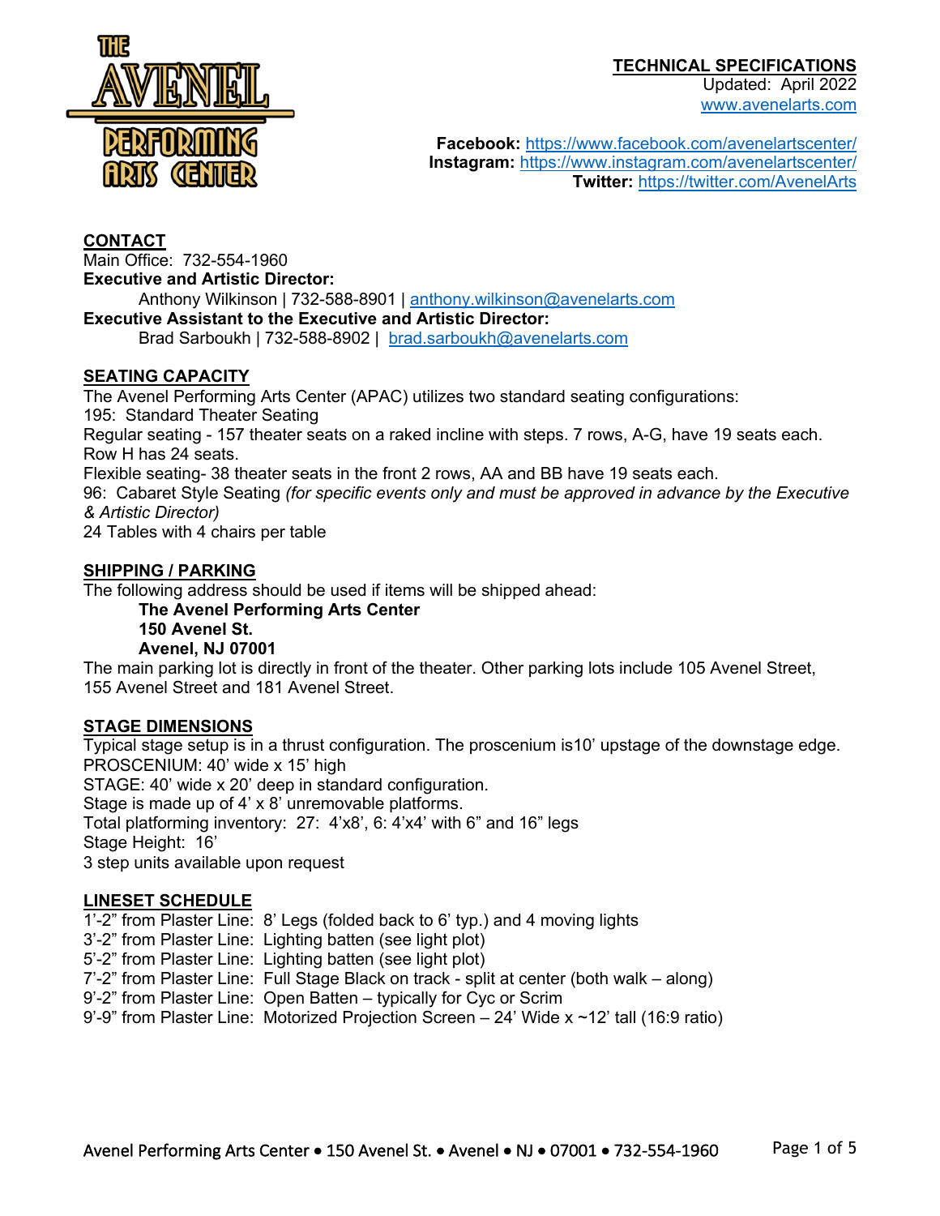# THE AVENEL PERFORMING ARTS CENTER

**TECHNICAL SPECIFICATIONS**
Updated: April 2022
www.avenelarts.com

**Facebook:** https://www.facebook.com/avenelartscenter/
**Instagram:** https://www.instagram.com/avenelartscenter/
**Twitter:** https://twitter.com/AvenelArts

## CONTACT

Main Office: 732-554-1960

**Executive and Artistic Director:**
Anthony Wilkinson | 732-588-8901 | anthony.wilkinson@avenelarts.com

**Executive Assistant to the Executive and Artistic Director:**
Brad Sarboukh | 732-588-8902 | brad.sarboukh@avenelarts.com

## SEATING CAPACITY

The Avenel Performing Arts Center (APAC) utilizes two standard seating configurations:
195: Standard Theater Seating
Regular seating - 157 theater seats on a raked incline with steps. 7 rows, A-G, have 19 seats each. Row H has 24 seats.
Flexible seating- 38 theater seats in the front 2 rows, AA and BB have 19 seats each.
96: Cabaret Style Seating *(for specific events only and must be approved in advance by the Executive & Artistic Director)*
24 Tables with 4 chairs per table

## SHIPPING / PARKING

The following address should be used if items will be shipped ahead:

**The Avenel Performing Arts Center**
**150 Avenel St.**
**Avenel, NJ 07001**

The main parking lot is directly in front of the theater. Other parking lots include 105 Avenel Street, 155 Avenel Street and 181 Avenel Street.

## STAGE DIMENSIONS

Typical stage setup is in a thrust configuration. The proscenium is10' upstage of the downstage edge.
PROSCENIUM: 40' wide x 15' high
STAGE: 40' wide x 20' deep in standard configuration.
Stage is made up of 4' x 8' unremovable platforms.
Total platforming inventory: 27: 4'x8', 6: 4'x4' with 6" and 16" legs
Stage Height: 16'
3 step units available upon request

## LINESET SCHEDULE

1'-2" from Plaster Line: 8' Legs (folded back to 6' typ.) and 4 moving lights
3'-2" from Plaster Line: Lighting batten (see light plot)
5'-2" from Plaster Line: Lighting batten (see light plot)
7'-2" from Plaster Line: Full Stage Black on track - split at center (both walk – along)
9'-2" from Plaster Line: Open Batten – typically for Cyc or Scrim
9'-9" from Plaster Line: Motorized Projection Screen – 24' Wide x ~12' tall (16:9 ratio)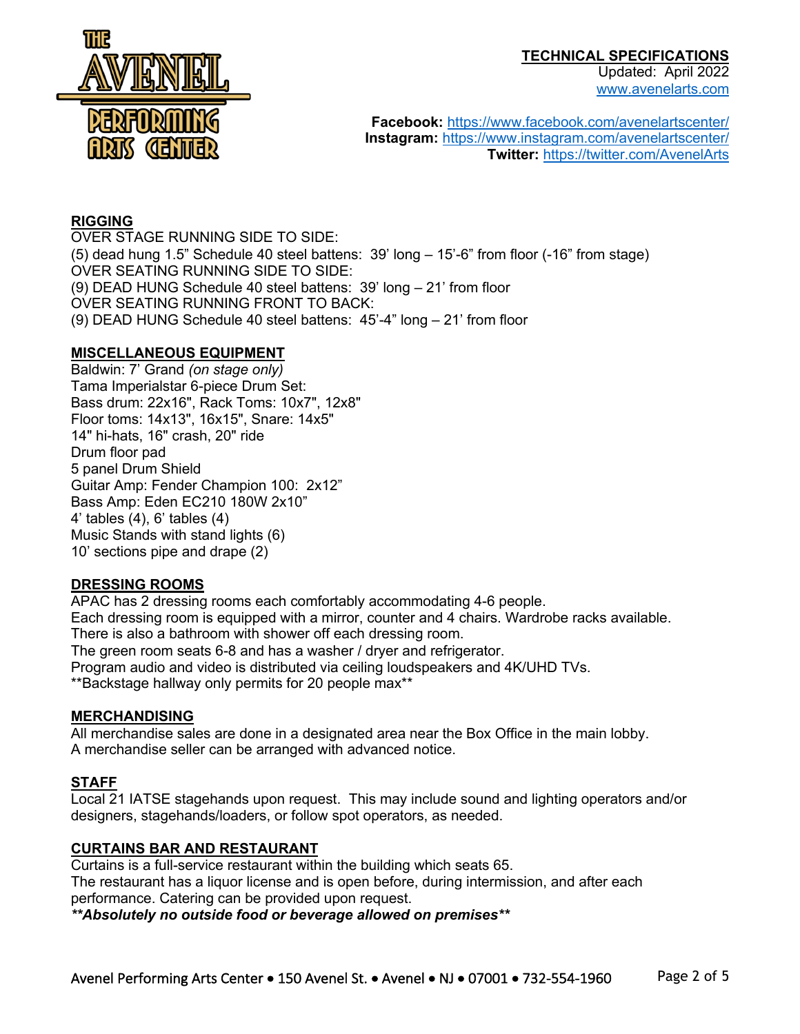**TECHNICAL SPECIFICATIONS**
Updated: April 2022
www.avenelarts.com

**Facebook:** https://www.facebook.com/avenelartscenter/
**Instagram:** https://www.instagram.com/avenelartscenter/
**Twitter:** https://twitter.com/AvenelArts

## RIGGING

OVER STAGE RUNNING SIDE TO SIDE:
(5) dead hung 1.5" Schedule 40 steel battens: 39' long – 15'-6" from floor (-16" from stage)
OVER SEATING RUNNING SIDE TO SIDE:
(9) DEAD HUNG Schedule 40 steel battens: 39' long – 21' from floor
OVER SEATING RUNNING FRONT TO BACK:
(9) DEAD HUNG Schedule 40 steel battens: 45'-4" long – 21' from floor

## MISCELLANEOUS EQUIPMENT

Baldwin: 7' Grand *(on stage only)*
Tama Imperialstar 6-piece Drum Set:
Bass drum: 22x16", Rack Toms: 10x7", 12x8"
Floor toms: 14x13", 16x15", Snare: 14x5"
14" hi-hats, 16" crash, 20" ride
Drum floor pad
5 panel Drum Shield
Guitar Amp: Fender Champion 100: 2x12"
Bass Amp: Eden EC210 180W 2x10"
4' tables (4), 6' tables (4)
Music Stands with stand lights (6)
10' sections pipe and drape (2)

## DRESSING ROOMS

APAC has 2 dressing rooms each comfortably accommodating 4-6 people.
Each dressing room is equipped with a mirror, counter and 4 chairs. Wardrobe racks available.
There is also a bathroom with shower off each dressing room.
The green room seats 6-8 and has a washer / dryer and refrigerator.
Program audio and video is distributed via ceiling loudspeakers and 4K/UHD TVs.
**Backstage hallway only permits for 20 people max**

## MERCHANDISING

All merchandise sales are done in a designated area near the Box Office in the main lobby.
A merchandise seller can be arranged with advanced notice.

## STAFF

Local 21 IATSE stagehands upon request. This may include sound and lighting operators and/or designers, stagehands/loaders, or follow spot operators, as needed.

## CURTAINS BAR AND RESTAURANT

Curtains is a full-service restaurant within the building which seats 65.
The restaurant has a liquor license and is open before, during intermission, and after each performance. Catering can be provided upon request.
***\*\*Absolutely no outside food or beverage allowed on premises\*\****

Avenel Performing Arts Center • 150 Avenel St. • Avenel • NJ • 07001 • 732-554-1960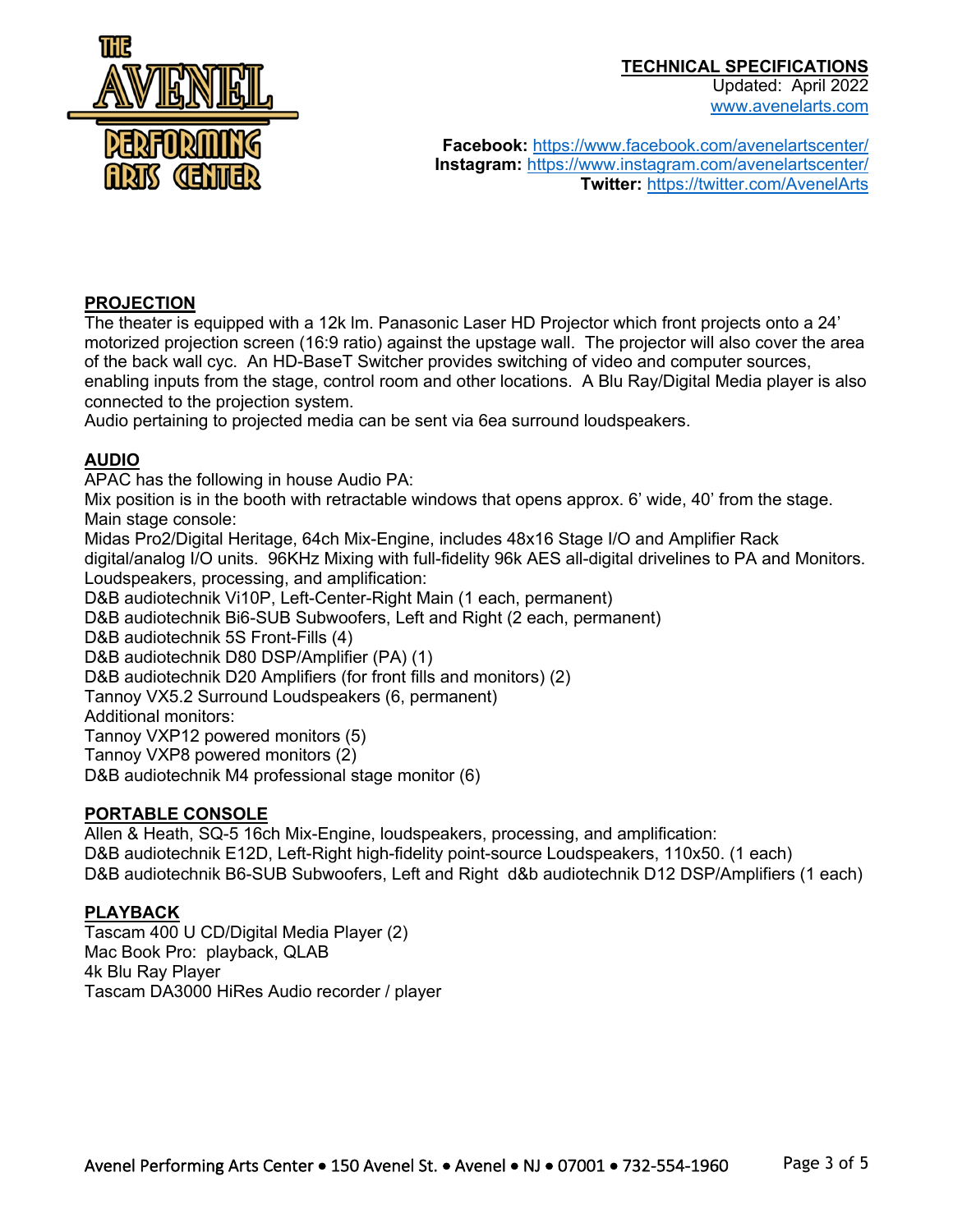**TECHNICAL SPECIFICATIONS**
Updated: April 2022
www.avenelarts.com

**Facebook:** https://www.facebook.com/avenelartscenter/
**Instagram:** https://www.instagram.com/avenelartscenter/
**Twitter:** https://twitter.com/AvenelArts

## PROJECTION

The theater is equipped with a 12k lm. Panasonic Laser HD Projector which front projects onto a 24' motorized projection screen (16:9 ratio) against the upstage wall. The projector will also cover the area of the back wall cyc. An HD-BaseT Switcher provides switching of video and computer sources, enabling inputs from the stage, control room and other locations. A Blu Ray/Digital Media player is also connected to the projection system.
Audio pertaining to projected media can be sent via 6ea surround loudspeakers.

## AUDIO

APAC has the following in house Audio PA:
Mix position is in the booth with retractable windows that opens approx. 6' wide, 40' from the stage.
Main stage console:
Midas Pro2/Digital Heritage, 64ch Mix-Engine, includes 48x16 Stage I/O and Amplifier Rack digital/analog I/O units. 96KHz Mixing with full-fidelity 96k AES all-digital drivelines to PA and Monitors.
Loudspeakers, processing, and amplification:
D&B audiotechnik Vi10P, Left-Center-Right Main (1 each, permanent)
D&B audiotechnik Bi6-SUB Subwoofers, Left and Right (2 each, permanent)
D&B audiotechnik 5S Front-Fills (4)
D&B audiotechnik D80 DSP/Amplifier (PA) (1)
D&B audiotechnik D20 Amplifiers (for front fills and monitors) (2)
Tannoy VX5.2 Surround Loudspeakers (6, permanent)
Additional monitors:
Tannoy VXP12 powered monitors (5)
Tannoy VXP8 powered monitors (2)
D&B audiotechnik M4 professional stage monitor (6)

## PORTABLE CONSOLE

Allen & Heath, SQ-5 16ch Mix-Engine, loudspeakers, processing, and amplification:
D&B audiotechnik E12D, Left-Right high-fidelity point-source Loudspeakers, 110x50. (1 each)
D&B audiotechnik B6-SUB Subwoofers, Left and Right d&b audiotechnik D12 DSP/Amplifiers (1 each)

## PLAYBACK

Tascam 400 U CD/Digital Media Player (2)
Mac Book Pro: playback, QLAB
4k Blu Ray Player
Tascam DA3000 HiRes Audio recorder / player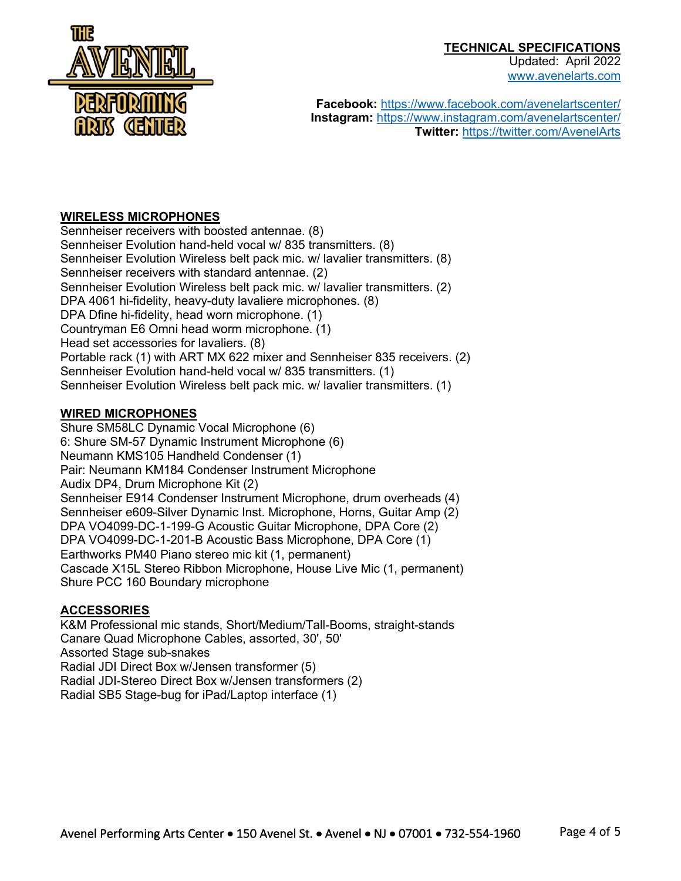**TECHNICAL SPECIFICATIONS**
Updated: April 2022
www.avenelarts.com

**Facebook:** https://www.facebook.com/avenelartscenter/
**Instagram:** https://www.instagram.com/avenelartscenter/
**Twitter:** https://twitter.com/AvenelArts

## WIRELESS MICROPHONES

Sennheiser receivers with boosted antennae. (8)
Sennheiser Evolution hand-held vocal w/ 835 transmitters. (8)
Sennheiser Evolution Wireless belt pack mic. w/ lavalier transmitters. (8)
Sennheiser receivers with standard antennae. (2)
Sennheiser Evolution Wireless belt pack mic. w/ lavalier transmitters. (2)
DPA 4061 hi-fidelity, heavy-duty lavaliere microphones. (8)
DPA Dfine hi-fidelity, head worn microphone. (1)
Countryman E6 Omni head worm microphone. (1)
Head set accessories for lavaliers. (8)
Portable rack (1) with ART MX 622 mixer and Sennheiser 835 receivers. (2)
Sennheiser Evolution hand-held vocal w/ 835 transmitters. (1)
Sennheiser Evolution Wireless belt pack mic. w/ lavalier transmitters. (1)

## WIRED MICROPHONES

Shure SM58LC Dynamic Vocal Microphone (6)
6: Shure SM-57 Dynamic Instrument Microphone (6)
Neumann KMS105 Handheld Condenser (1)
Pair: Neumann KM184 Condenser Instrument Microphone
Audix DP4, Drum Microphone Kit (2)
Sennheiser E914 Condenser Instrument Microphone, drum overheads (4)
Sennheiser e609-Silver Dynamic Inst. Microphone, Horns, Guitar Amp (2)
DPA VO4099-DC-1-199-G Acoustic Guitar Microphone, DPA Core (2)
DPA VO4099-DC-1-201-B Acoustic Bass Microphone, DPA Core (1)
Earthworks PM40 Piano stereo mic kit (1, permanent)
Cascade X15L Stereo Ribbon Microphone, House Live Mic (1, permanent)
Shure PCC 160 Boundary microphone

## ACCESSORIES

K&M Professional mic stands, Short/Medium/Tall-Booms, straight-stands
Canare Quad Microphone Cables, assorted, 30', 50'
Assorted Stage sub-snakes
Radial JDI Direct Box w/Jensen transformer (5)
Radial JDI-Stereo Direct Box w/Jensen transformers (2)
Radial SB5 Stage-bug for iPad/Laptop interface (1)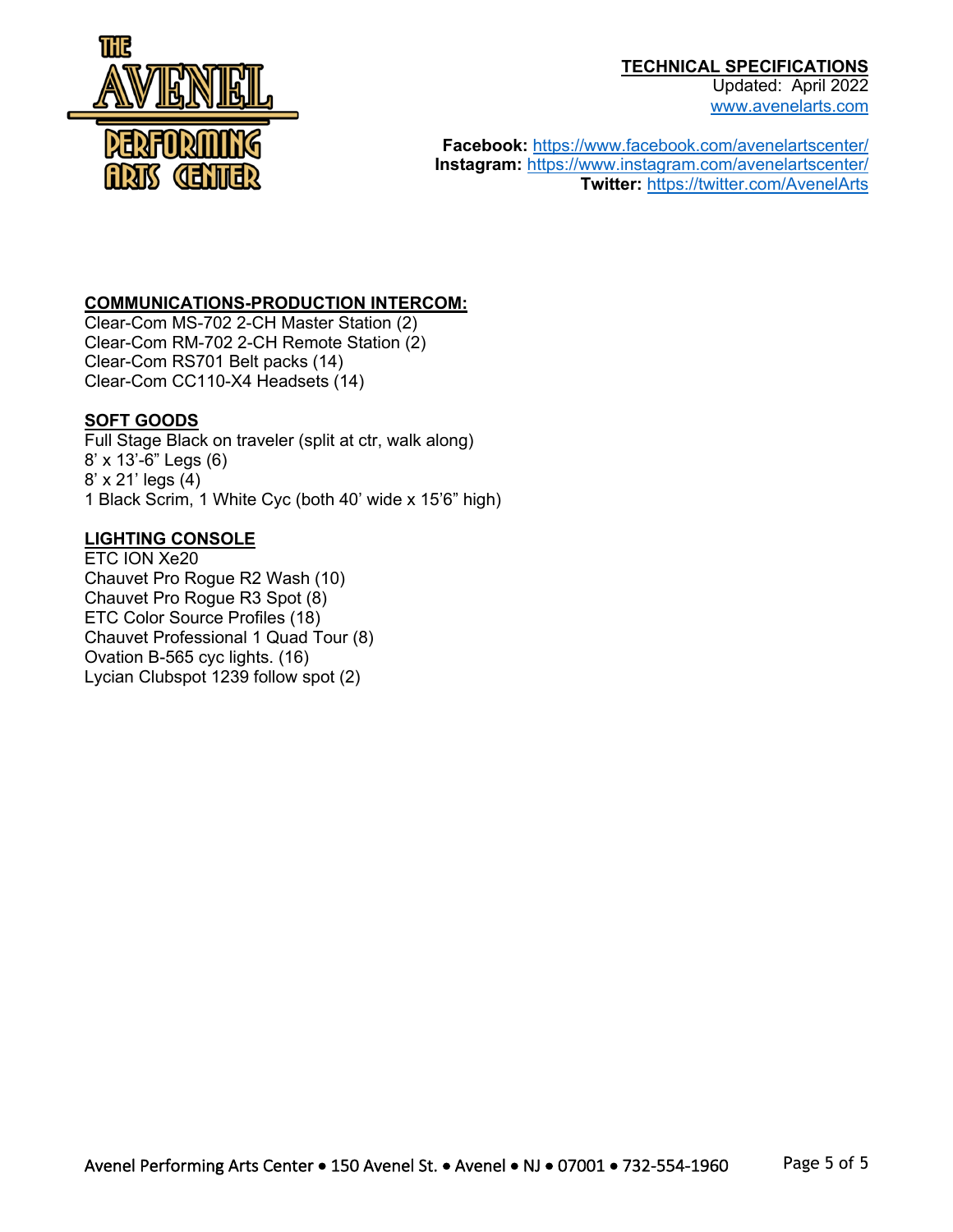**TECHNICAL SPECIFICATIONS**
Updated: April 2022
www.avenelarts.com

**Facebook:** https://www.facebook.com/avenelartscenter/
**Instagram:** https://www.instagram.com/avenelartscenter/
**Twitter:** https://twitter.com/AvenelArts

## COMMUNICATIONS-PRODUCTION INTERCOM:

Clear-Com MS-702 2-CH Master Station (2)
Clear-Com RM-702 2-CH Remote Station (2)
Clear-Com RS701 Belt packs (14)
Clear-Com CC110-X4 Headsets (14)

## SOFT GOODS

Full Stage Black on traveler (split at ctr, walk along)
8' x 13'-6" Legs (6)
8' x 21' legs (4)
1 Black Scrim, 1 White Cyc (both 40' wide x 15'6" high)

## LIGHTING CONSOLE

ETC ION Xe20
Chauvet Pro Rogue R2 Wash (10)
Chauvet Pro Rogue R3 Spot (8)
ETC Color Source Profiles (18)
Chauvet Professional 1 Quad Tour (8)
Ovation B-565 cyc lights. (16)
Lycian Clubspot 1239 follow spot (2)

Avenel Performing Arts Center • 150 Avenel St. • Avenel • NJ • 07001 • 732-554-1960